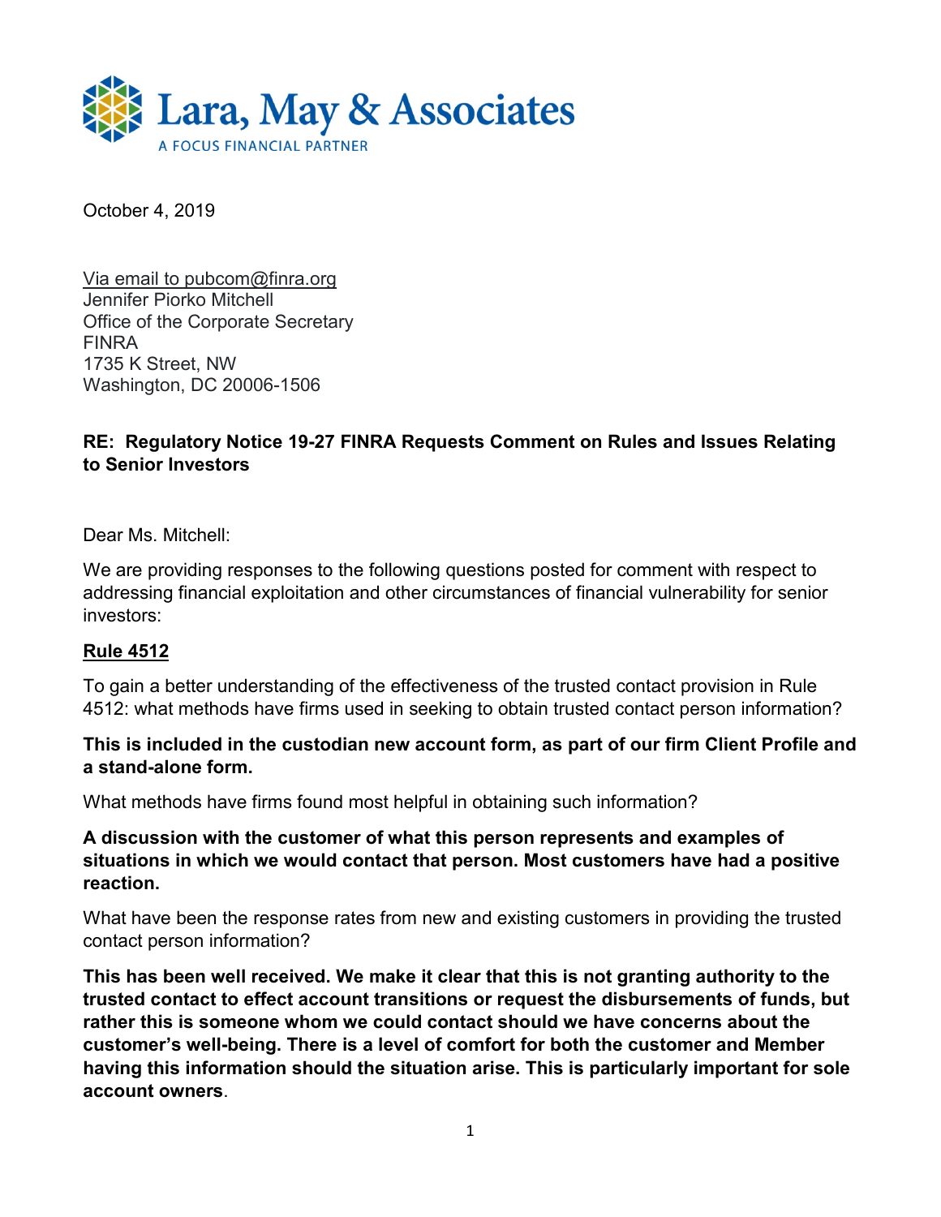Lara, May & Associates

A FOCUS FINANCIAL PARTNER

October 4, 2019

Via email to pubcom@finra.org
Jennifer Piorko Mitchell
Office of the Corporate Secretary
FINRA
1735 K Street, NW
Washington, DC 20006-1506

**RE: Regulatory Notice 19-27 FINRA Requests Comment on Rules and Issues Relating to Senior Investors**

Dear Ms. Mitchell:

We are providing responses to the following questions posted for comment with respect to addressing financial exploitation and other circumstances of financial vulnerability for senior investors:

**Rule 4512**

To gain a better understanding of the effectiveness of the trusted contact provision in Rule 4512: what methods have firms used in seeking to obtain trusted contact person information?

**This is included in the custodian new account form, as part of our firm Client Profile and a stand-alone form.**

What methods have firms found most helpful in obtaining such information?

**A discussion with the customer of what this person represents and examples of situations in which we would contact that person. Most customers have had a positive reaction.**

What have been the response rates from new and existing customers in providing the trusted contact person information?

**This has been well received. We make it clear that this is not granting authority to the trusted contact to effect account transitions or request the disbursements of funds, but rather this is someone whom we could contact should we have concerns about the customer's well-being. There is a level of comfort for both the customer and Member having this information should the situation arise. This is particularly important for sole account owners**.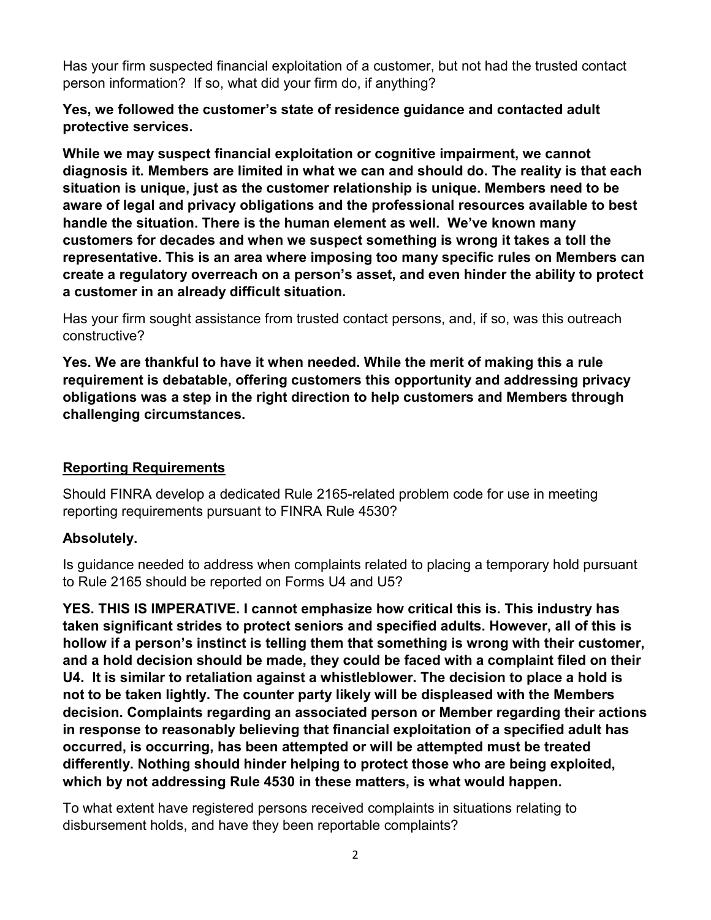Has your firm suspected financial exploitation of a customer, but not had the trusted contact person information? If so, what did your firm do, if anything?

**Yes, we followed the customer's state of residence guidance and contacted adult protective services.**

**While we may suspect financial exploitation or cognitive impairment, we cannot diagnosis it. Members are limited in what we can and should do. The reality is that each situation is unique, just as the customer relationship is unique. Members need to be aware of legal and privacy obligations and the professional resources available to best handle the situation. There is the human element as well. We've known many customers for decades and when we suspect something is wrong it takes a toll the representative. This is an area where imposing too many specific rules on Members can create a regulatory overreach on a person's asset, and even hinder the ability to protect a customer in an already difficult situation.**

Has your firm sought assistance from trusted contact persons, and, if so, was this outreach constructive?

**Yes. We are thankful to have it when needed. While the merit of making this a rule requirement is debatable, offering customers this opportunity and addressing privacy obligations was a step in the right direction to help customers and Members through challenging circumstances.**

<u>**Reporting Requirements**</u>

Should FINRA develop a dedicated Rule 2165-related problem code for use in meeting reporting requirements pursuant to FINRA Rule 4530?

**Absolutely.**

Is guidance needed to address when complaints related to placing a temporary hold pursuant to Rule 2165 should be reported on Forms U4 and U5?

**YES. THIS IS IMPERATIVE. I cannot emphasize how critical this is. This industry has taken significant strides to protect seniors and specified adults. However, all of this is hollow if a person's instinct is telling them that something is wrong with their customer, and a hold decision should be made, they could be faced with a complaint filed on their U4. It is similar to retaliation against a whistleblower. The decision to place a hold is not to be taken lightly. The counter party likely will be displeased with the Members decision. Complaints regarding an associated person or Member regarding their actions in response to reasonably believing that financial exploitation of a specified adult has occurred, is occurring, has been attempted or will be attempted must be treated differently. Nothing should hinder helping to protect those who are being exploited, which by not addressing Rule 4530 in these matters, is what would happen.**

To what extent have registered persons received complaints in situations relating to disbursement holds, and have they been reportable complaints?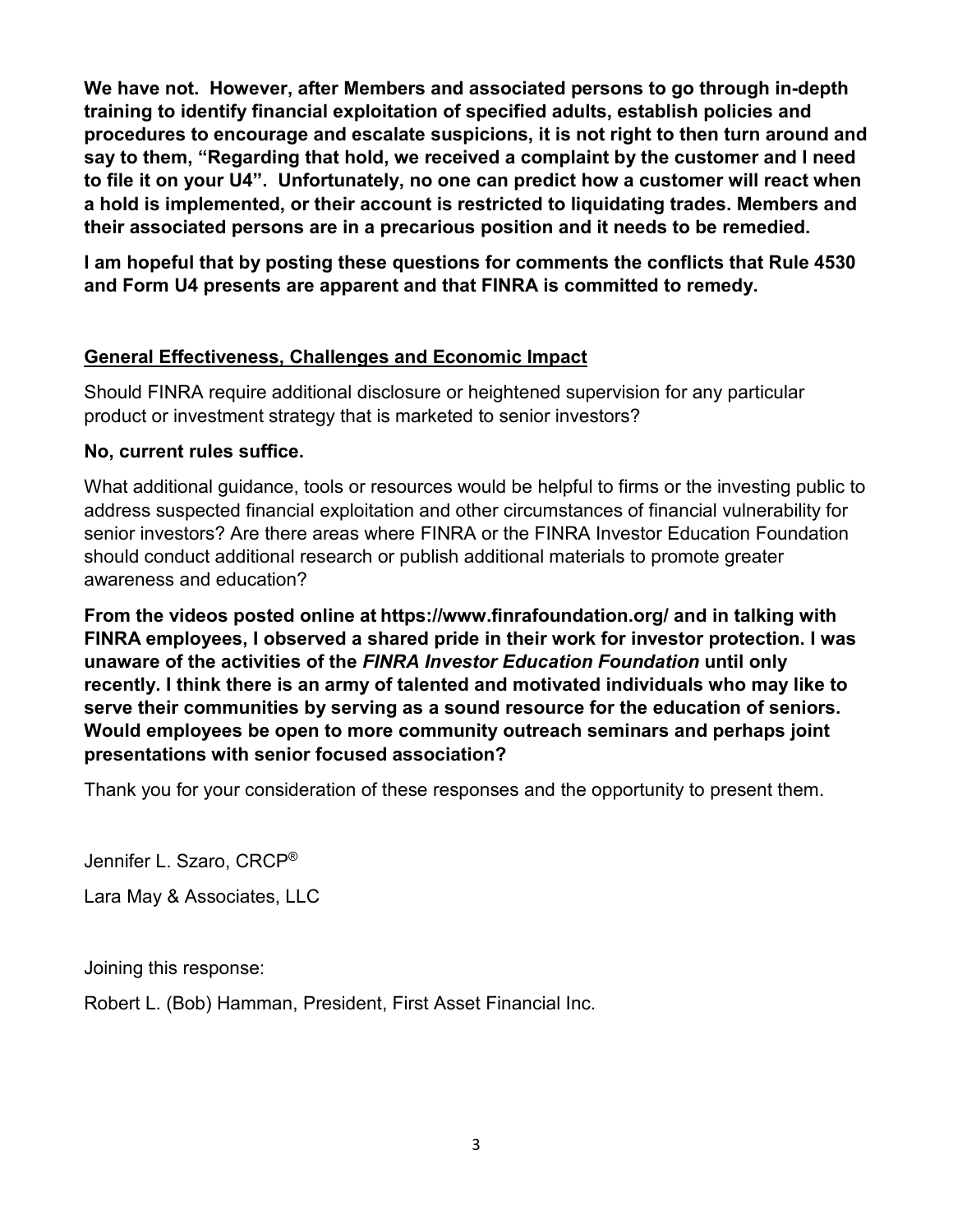**We have not. However, after Members and associated persons to go through in-depth training to identify financial exploitation of specified adults, establish policies and procedures to encourage and escalate suspicions, it is not right to then turn around and say to them, "Regarding that hold, we received a complaint by the customer and I need to file it on your U4". Unfortunately, no one can predict how a customer will react when a hold is implemented, or their account is restricted to liquidating trades. Members and their associated persons are in a precarious position and it needs to be remedied.**

**I am hopeful that by posting these questions for comments the conflicts that Rule 4530 and Form U4 presents are apparent and that FINRA is committed to remedy.**

## General Effectiveness, Challenges and Economic Impact

Should FINRA require additional disclosure or heightened supervision for any particular product or investment strategy that is marketed to senior investors?

**No, current rules suffice.**

What additional guidance, tools or resources would be helpful to firms or the investing public to address suspected financial exploitation and other circumstances of financial vulnerability for senior investors? Are there areas where FINRA or the FINRA Investor Education Foundation should conduct additional research or publish additional materials to promote greater awareness and education?

**From the videos posted online at https://www.finrafoundation.org/ and in talking with FINRA employees, I observed a shared pride in their work for investor protection. I was unaware of the activities of the *FINRA Investor Education Foundation* until only recently. I think there is an army of talented and motivated individuals who may like to serve their communities by serving as a sound resource for the education of seniors. Would employees be open to more community outreach seminars and perhaps joint presentations with senior focused association?**

Thank you for your consideration of these responses and the opportunity to present them.

Jennifer L. Szaro, CRCP®

Lara May & Associates, LLC

Joining this response:

Robert L. (Bob) Hamman, President, First Asset Financial Inc.